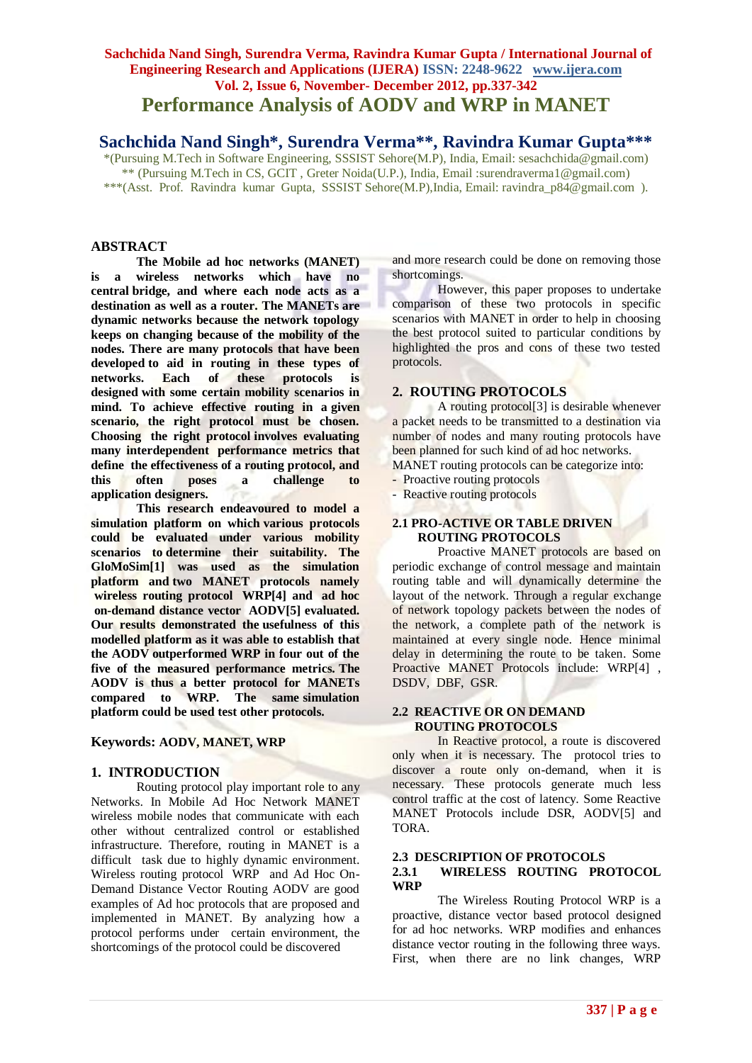# Performance Analysis of AODV and WRP in MANET

## Sachchida Nand Singh*, Surendra Verma**, Ravindra Kumar Gupta***

*(Pursuing M.Tech in Software Engineering, SSSIST Sehore(M.P), India, Email: sesachchida@gmail.com)
** (Pursuing M.Tech in CS, GCIT , Greter Noida(U.P.), India, Email :surendraverma1@gmail.com)
***(Asst. Prof. Ravindra kumar Gupta, SSSIST Sehore(M.P),India, Email: ravindra_p84@gmail.com ).

## ABSTRACT

**The Mobile ad hoc networks (MANET) is a wireless networks which have no central bridge, and where each node acts as a destination as well as a router. The MANETs are dynamic networks because the network topology keeps on changing because of the mobility of the nodes. There are many protocols that have been developed to aid in routing in these types of networks. Each of these protocols is designed with some certain mobility scenarios in mind. To achieve effective routing in a given scenario, the right protocol must be chosen. Choosing the right protocol involves evaluating many interdependent performance metrics that define the effectiveness of a routing protocol, and this often poses a challenge to application designers.**

**This research endeavoured to model a simulation platform on which various protocols could be evaluated under various mobility scenarios to determine their suitability. The GloMoSim[1] was used as the simulation platform and two MANET protocols namely wireless routing protocol WRP[4] and ad hoc on-demand distance vector AODV[5] evaluated. Our results demonstrated the usefulness of this modelled platform as it was able to establish that the AODV outperformed WRP in four out of the five of the measured performance metrics. The AODV is thus a better protocol for MANETs compared to WRP. The same simulation platform could be used test other protocols.**

**Keywords: AODV, MANET, WRP**

## 1. INTRODUCTION

Routing protocol play important role to any Networks. In Mobile Ad Hoc Network MANET wireless mobile nodes that communicate with each other without centralized control or established infrastructure. Therefore, routing in MANET is a difficult task due to highly dynamic environment. Wireless routing protocol WRP and Ad Hoc On-Demand Distance Vector Routing AODV are good examples of Ad hoc protocols that are proposed and implemented in MANET. By analyzing how a protocol performs under certain environment, the shortcomings of the protocol could be discovered and more research could be done on removing those shortcomings.

However, this paper proposes to undertake comparison of these two protocols in specific scenarios with MANET in order to help in choosing the best protocol suited to particular conditions by highlighted the pros and cons of these two tested protocols.

## 2. ROUTING PROTOCOLS

A routing protocol[3] is desirable whenever a packet needs to be transmitted to a destination via number of nodes and many routing protocols have been planned for such kind of ad hoc networks.

MANET routing protocols can be categorize into:

- Proactive routing protocols
- Reactive routing protocols

### 2.1 PRO-ACTIVE OR TABLE DRIVEN ROUTING PROTOCOLS

Proactive MANET protocols are based on periodic exchange of control message and maintain routing table and will dynamically determine the layout of the network. Through a regular exchange of network topology packets between the nodes of the network, a complete path of the network is maintained at every single node. Hence minimal delay in determining the route to be taken. Some Proactive MANET Protocols include: WRP[4] , DSDV, DBF, GSR.

### 2.2 REACTIVE OR ON DEMAND ROUTING PROTOCOLS

In Reactive protocol, a route is discovered only when it is necessary. The protocol tries to discover a route only on-demand, when it is necessary. These protocols generate much less control traffic at the cost of latency. Some Reactive MANET Protocols include DSR, AODV[5] and TORA.

### 2.3 DESCRIPTION OF PROTOCOLS

#### 2.3.1 WIRELESS ROUTING PROTOCOL WRP

The Wireless Routing Protocol WRP is a proactive, distance vector based protocol designed for ad hoc networks. WRP modifies and enhances distance vector routing in the following three ways. First, when there are no link changes, WRP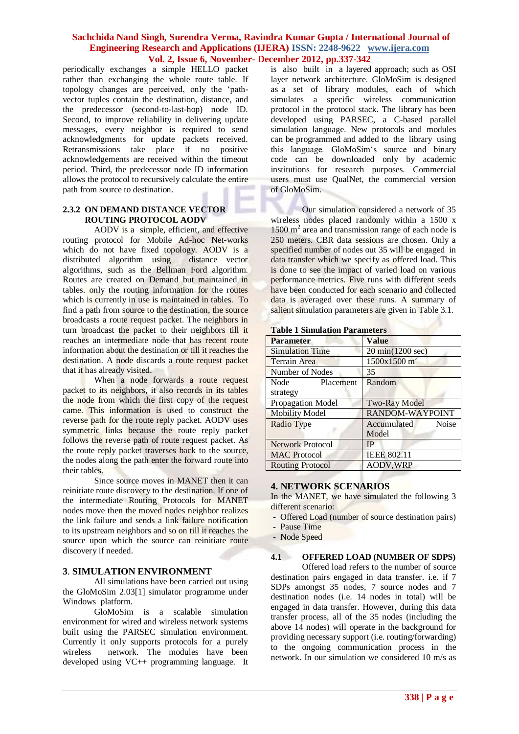periodically exchanges a simple HELLO packet rather than exchanging the whole route table. If topology changes are perceived, only the 'path-vector tuples contain the destination, distance, and the predecessor (second-to-last-hop) node ID. Second, to improve reliability in delivering update messages, every neighbor is required to send acknowledgments for update packets received. Retransmissions take place if no positive acknowledgements are received within the timeout period. Third, the predecessor node ID information allows the protocol to recursively calculate the entire path from source to destination.

### 2.3.2 ON DEMAND DISTANCE VECTOR ROUTING PROTOCOL AODV

AODV is a simple, efficient, and effective routing protocol for Mobile Ad-hoc Net-works which do not have fixed topology. AODV is a distributed algorithm using distance vector algorithms, such as the Bellman Ford algorithm. Routes are created on Demand but maintained in tables. only the routing information for the routes which is currently in use is maintained in tables. To find a path from source to the destination, the source broadcasts a route request packet. The neighbors in turn broadcast the packet to their neighbors till it reaches an intermediate node that has recent route information about the destination or till it reaches the destination. A node discards a route request packet that it has already visited.

When a node forwards a route request packet to its neighbors, it also records in its tables the node from which the first copy of the request came. This information is used to construct the reverse path for the route reply packet. AODV uses symmetric links because the route reply packet follows the reverse path of route request packet. As the route reply packet traverses back to the source, the nodes along the path enter the forward route into their tables.

Since source moves in MANET then it can reinitiate route discovery to the destination. If one of the intermediate Routing Protocols for MANET nodes move then the moved nodes neighbor realizes the link failure and sends a link failure notification to its upstream neighbors and so on till it reaches the source upon which the source can reinitiate route discovery if needed.

## 3. SIMULATION ENVIRONMENT

All simulations have been carried out using the GloMoSim 2.03[1] simulator programme under Windows platform.

GloMoSim is a scalable simulation environment for wired and wireless network systems built using the PARSEC simulation environment. Currently it only supports protocols for a purely wireless network. The modules have been developed using VC++ programming language. It is also built in a layered approach; such as OSI layer network architecture. GloMoSim is designed as a set of library modules, each of which simulates a specific wireless communication protocol in the protocol stack. The library has been developed using PARSEC, a C-based parallel simulation language. New protocols and modules can be programmed and added to the library using this language. GloMoSim's source and binary code can be downloaded only by academic institutions for research purposes. Commercial users must use QualNet, the commercial version of GloMoSim.

Our simulation considered a network of 35 wireless nodes placed randomly within a 1500 x 1500 $m^2$ area and transmission range of each node is 250 meters. CBR data sessions are chosen. Only a specified number of nodes out 35 will be engaged in data transfer which we specify as offered load. This is done to see the impact of varied load on various performance metrics. Five runs with different seeds have been conducted for each scenario and collected data is averaged over these runs. A summary of salient simulation parameters are given in Table 3.1.

**Table 1 Simulation Parameters**

| Parameter | Value |
|---|---|
| Simulation Time | 20 min(1200 sec) |
| Terrain Area | 1500x1500 $m^2$ |
| Number of Nodes | 35 |
| Node Placement strategy | Random |
| Propagation Model | Two-Ray Model |
| Mobility Model | RANDOM-WAYPOINT |
| Radio Type | Accumulated Noise Model |
| Network Protocol | IP |
| MAC Protocol | IEEE 802.11 |
| Routing Protocol | AODV,WRP |

## 4. NETWORK SCENARIOS

In the MANET, we have simulated the following 3 different scenario:

- Offered Load (number of source destination pairs)
- Pause Time
- Node Speed

### 4.1 OFFERED LOAD (NUMBER OF SDPS)

Offered load refers to the number of source destination pairs engaged in data transfer. i.e. if 7 SDPs amongst 35 nodes, 7 source nodes and 7 destination nodes (i.e. 14 nodes in total) will be engaged in data transfer. However, during this data transfer process, all of the 35 nodes (including the above 14 nodes) will operate in the background for providing necessary support (i.e. routing/forwarding) to the ongoing communication process in the network. In our simulation we considered 10 m/s as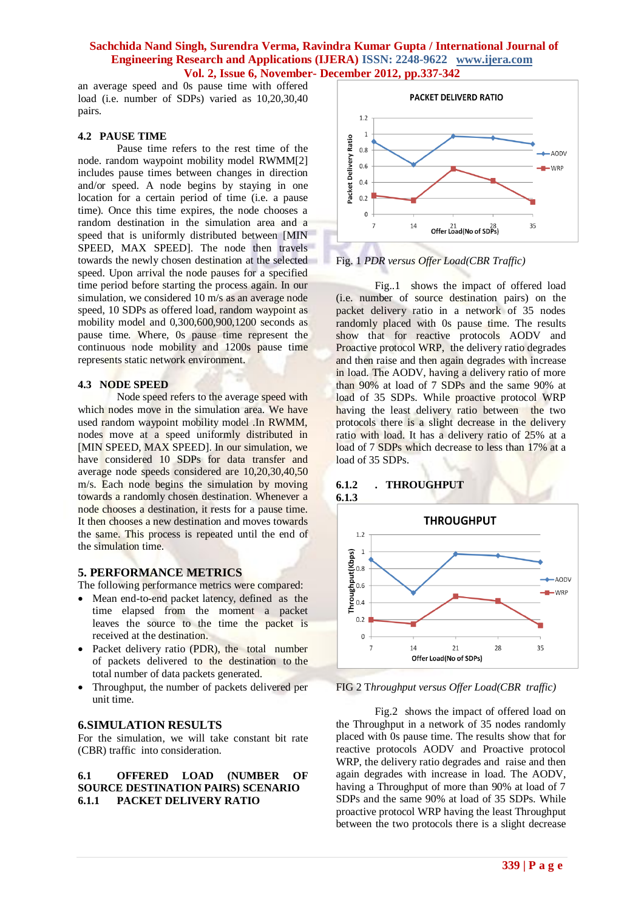an average speed and 0s pause time with offered load (i.e. number of SDPs) varied as 10,20,30,40 pairs.

### 4.2 PAUSE TIME

Pause time refers to the rest time of the node. random waypoint mobility model RWMM[2] includes pause times between changes in direction and/or speed. A node begins by staying in one location for a certain period of time (i.e. a pause time). Once this time expires, the node chooses a random destination in the simulation area and a speed that is uniformly distributed between [MIN SPEED, MAX SPEED]. The node then travels towards the newly chosen destination at the selected speed. Upon arrival the node pauses for a specified time period before starting the process again. In our simulation, we considered 10 m/s as an average node speed, 10 SDPs as offered load, random waypoint as mobility model and 0,300,600,900,1200 seconds as pause time. Where, 0s pause time represent the continuous node mobility and 1200s pause time represents static network environment.

### 4.3 NODE SPEED

Node speed refers to the average speed with which nodes move in the simulation area. We have used random waypoint mobility model .In RWMM, nodes move at a speed uniformly distributed in [MIN SPEED, MAX SPEED]. In our simulation, we have considered 10 SDPs for data transfer and average node speeds considered are 10,20,30,40,50 m/s. Each node begins the simulation by moving towards a randomly chosen destination. Whenever a node chooses a destination, it rests for a pause time. It then chooses a new destination and moves towards the same. This process is repeated until the end of the simulation time.

## 5. PERFORMANCE METRICS

The following performance metrics were compared:

- Mean end-to-end packet latency, defined as the time elapsed from the moment a packet leaves the source to the time the packet is received at the destination.
- Packet delivery ratio (PDR), the total number of packets delivered to the destination to the total number of data packets generated.
- Throughput, the number of packets delivered per unit time.

## 6.SIMULATION RESULTS

For the simulation, we will take constant bit rate (CBR) traffic into consideration.

### 6.1 OFFERED LOAD (NUMBER OF SOURCE DESTINATION PAIRS) SCENARIO

### 6.1.1 PACKET DELIVERY RATIO

Fig. 1 *PDR versus Offer Load(CBR Traffic)*

Fig..1 shows the impact of offered load (i.e. number of source destination pairs) on the packet delivery ratio in a network of 35 nodes randomly placed with 0s pause time. The results show that for reactive protocols AODV and Proactive protocol WRP, the delivery ratio degrades and then raise and then again degrades with increase in load. The AODV, having a delivery ratio of more than 90% at load of 7 SDPs and the same 90% at load of 35 SDPs. While proactive protocol WRP having the least delivery ratio between the two protocols there is a slight decrease in the delivery ratio with load. It has a delivery ratio of 25% at a load of 7 SDPs which decrease to less than 17% at a load of 35 SDPs.

### 6.1.2 . THROUGHPUT

### 6.1.3

FIG 2 *Throughput versus Offer Load(CBR traffic)*

Fig.2 shows the impact of offered load on the Throughput in a network of 35 nodes randomly placed with 0s pause time. The results show that for reactive protocols AODV and Proactive protocol WRP, the delivery ratio degrades and raise and then again degrades with increase in load. The AODV, having a Throughput of more than 90% at load of 7 SDPs and the same 90% at load of 35 SDPs. While proactive protocol WRP having the least Throughput between the two protocols there is a slight decrease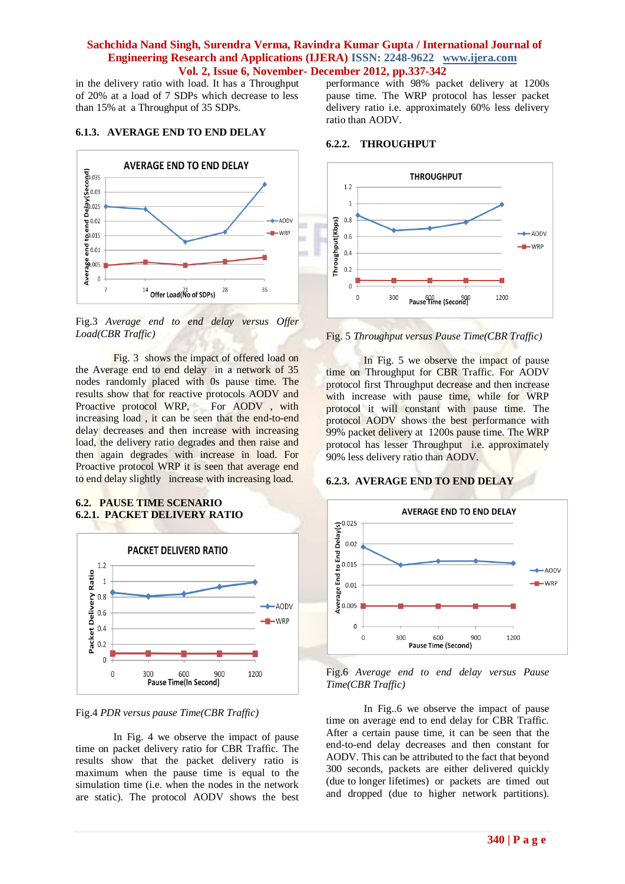in the delivery ratio with load. It has a Throughput of 20% at a load of 7 SDPs which decrease to less than 15% at a Throughput of 35 SDPs.

### 6.1.3. AVERAGE END TO END DELAY

Fig.3 *Average end to end delay versus Offer Load(CBR Traffic)*

Fig. 3 shows the impact of offered load on the Average end to end delay in a network of 35 nodes randomly placed with 0s pause time. The results show that for reactive protocols AODV and Proactive protocol WRP, For AODV , with increasing load , it can be seen that the end-to-end delay decreases and then increase with increasing load, the delivery ratio degrades and then raise and then again degrades with increase in load. For Proactive protocol WRP it is seen that average end to end delay slightly increase with increasing load.

## 6.2. PAUSE TIME SCENARIO

### 6.2.1. PACKET DELIVERY RATIO

Fig.4 *PDR versus pause Time(CBR Traffic)*

In Fig. 4 we observe the impact of pause time on packet delivery ratio for CBR Traffic. The results show that the packet delivery ratio is maximum when the pause time is equal to the simulation time (i.e. when the nodes in the network are static). The protocol AODV shows the best performance with 98% packet delivery at 1200s pause time. The WRP protocol has lesser packet delivery ratio i.e. approximately 60% less delivery ratio than AODV.

### 6.2.2. THROUGHPUT

Fig. 5 *Throughput versus Pause Time(CBR Traffic)*

In Fig. 5 we observe the impact of pause time on Throughput for CBR Traffic. For AODV protocol first Throughput decrease and then increase with increase with pause time, while for WRP protocol it will constant with pause time. The protocol AODV shows the best performance with 99% packet delivery at 1200s pause time. The WRP protocol has lesser Throughput i.e. approximately 90% less delivery ratio than AODV.

### 6.2.3. AVERAGE END TO END DELAY

Fig.6 *Average end to end delay versus Pause Time(CBR Traffic)*

In Fig..6 we observe the impact of pause time on average end to end delay for CBR Traffic. After a certain pause time, it can be seen that the end-to-end delay decreases and then constant for AODV. This can be attributed to the fact that beyond 300 seconds, packets are either delivered quickly (due to longer lifetimes) or packets are timed out and dropped (due to higher network partitions).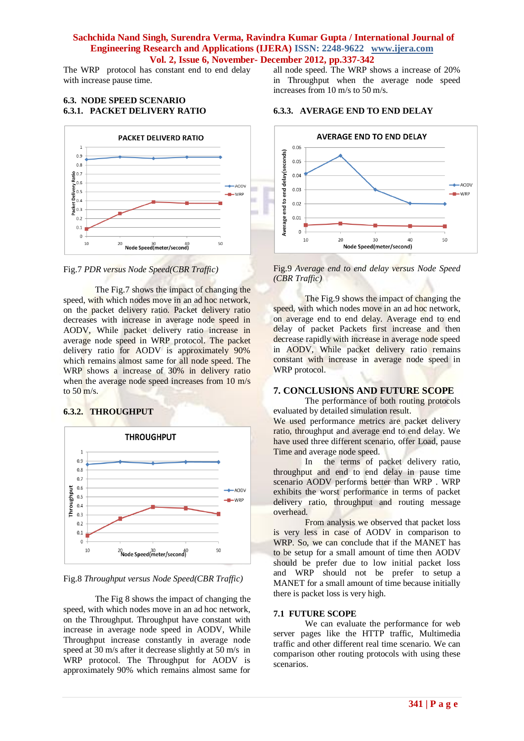The WRP protocol has constant end to end delay with increase pause time.

### 6.3. NODE SPEED SCENARIO

#### 6.3.1. PACKET DELIVERY RATIO

Fig.7 *PDR versus Node Speed(CBR Traffic)*

The Fig.7 shows the impact of changing the speed, with which nodes move in an ad hoc network, on the packet delivery ratio. Packet delivery ratio decreases with increase in average node speed in AODV, While packet delivery ratio increase in average node speed in WRP protocol. The packet delivery ratio for AODV is approximately 90% which remains almost same for all node speed. The WRP shows a increase of 30% in delivery ratio when the average node speed increases from 10 m/s to 50 m/s.

#### 6.3.2. THROUGHPUT

Fig.8 *Throughput versus Node Speed(CBR Traffic)*

The Fig 8 shows the impact of changing the speed, with which nodes move in an ad hoc network, on the Throughput. Throughput have constant with increase in average node speed in AODV, While Throughput increase constantly in average node speed at 30 m/s after it decrease slightly at 50 m/s in WRP protocol. The Throughput for AODV is approximately 90% which remains almost same for all node speed. The WRP shows a increase of 20% in Throughput when the average node speed increases from 10 m/s to 50 m/s.

#### 6.3.3. AVERAGE END TO END DELAY

Fig.9 *Average end to end delay versus Node Speed (CBR Traffic)*

The Fig.9 shows the impact of changing the speed, with which nodes move in an ad hoc network, on average end to end delay. Average end to end delay of packet Packets first increase and then decrease rapidly with increase in average node speed in AODV, While packet delivery ratio remains constant with increase in average node speed in WRP protocol.

## 7. CONCLUSIONS AND FUTURE SCOPE

The performance of both routing protocols evaluated by detailed simulation result.
We used performance metrics are packet delivery ratio, throughput and average end to end delay. We have used three different scenario, offer Load, pause Time and average node speed.

In the terms of packet delivery ratio, throughput and end to end delay in pause time scenario AODV performs better than WRP . WRP exhibits the worst performance in terms of packet delivery ratio, throughput and routing message overhead.

From analysis we observed that packet loss is very less in case of AODV in comparison to WRP. So, we can conclude that if the MANET has to be setup for a small amount of time then AODV should be prefer due to low initial packet loss and WRP should not be prefer to setup a MANET for a small amount of time because initially there is packet loss is very high.

### 7.1 FUTURE SCOPE

We can evaluate the performance for web server pages like the HTTP traffic, Multimedia traffic and other different real time scenario. We can comparison other routing protocols with using these scenarios.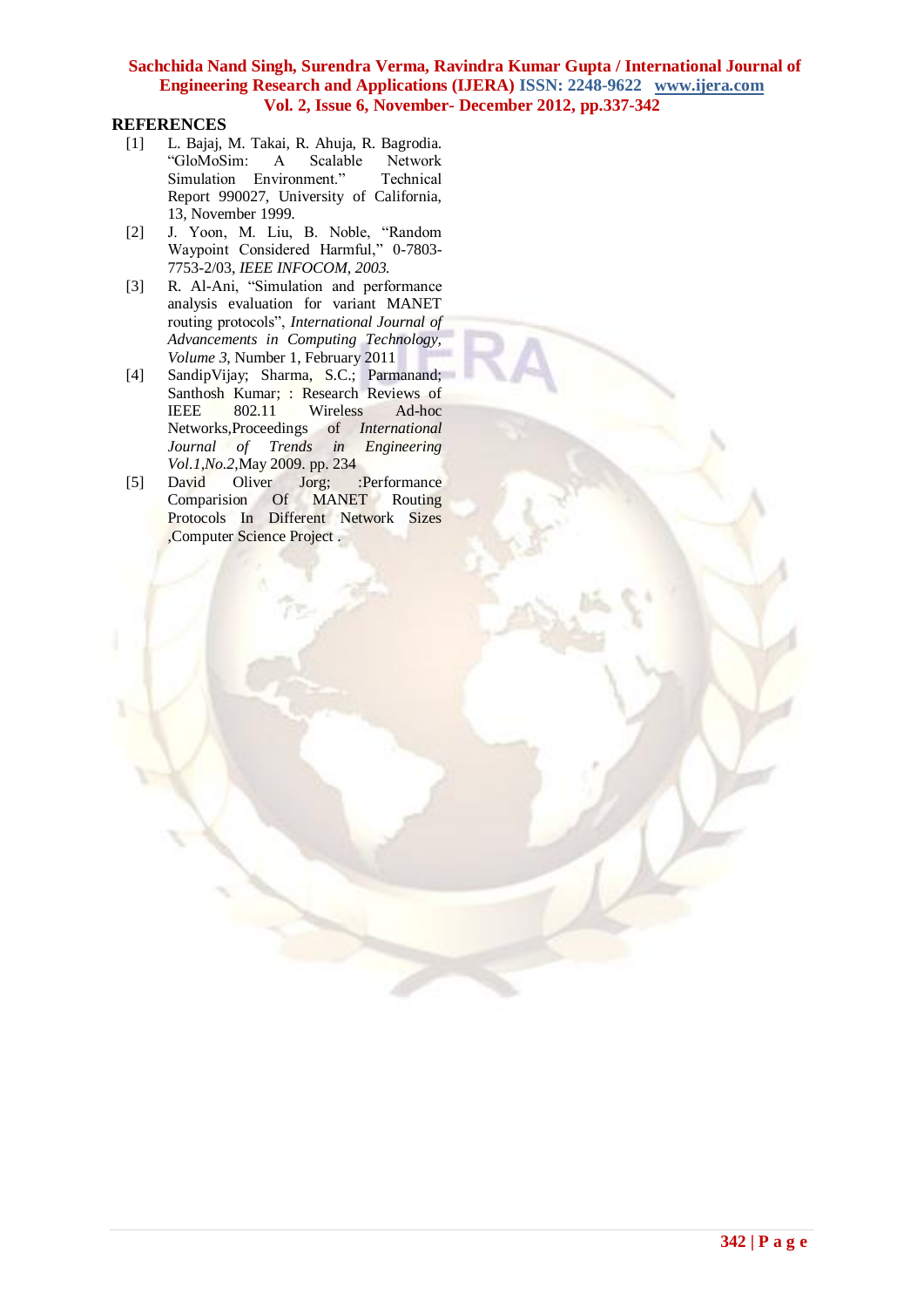## REFERENCES

[1] L. Bajaj, M. Takai, R. Ahuja, R. Bagrodia. "GloMoSim: A Scalable Network Simulation Environment." Technical Report 990027, University of California, 13, November 1999.

[2] J. Yoon, M. Liu, B. Noble, "Random Waypoint Considered Harmful," 0-7803-7753-2/03, *IEEE INFOCOM, 2003.*

[3] R. Al-Ani, "Simulation and performance analysis evaluation for variant MANET routing protocols", *International Journal of Advancements in Computing Technology, Volume 3*, Number 1, February 2011

[4] SandipVijay; Sharma, S.C.; Parmanand; Santhosh Kumar; : Research Reviews of IEEE 802.11 Wireless Ad-hoc Networks,Proceedings of *International Journal of Trends in Engineering Vol.1,No.2*,May 2009. pp. 234

[5] David Oliver Jorg; :Performance Comparision Of MANET Routing Protocols In Different Network Sizes ,Computer Science Project .